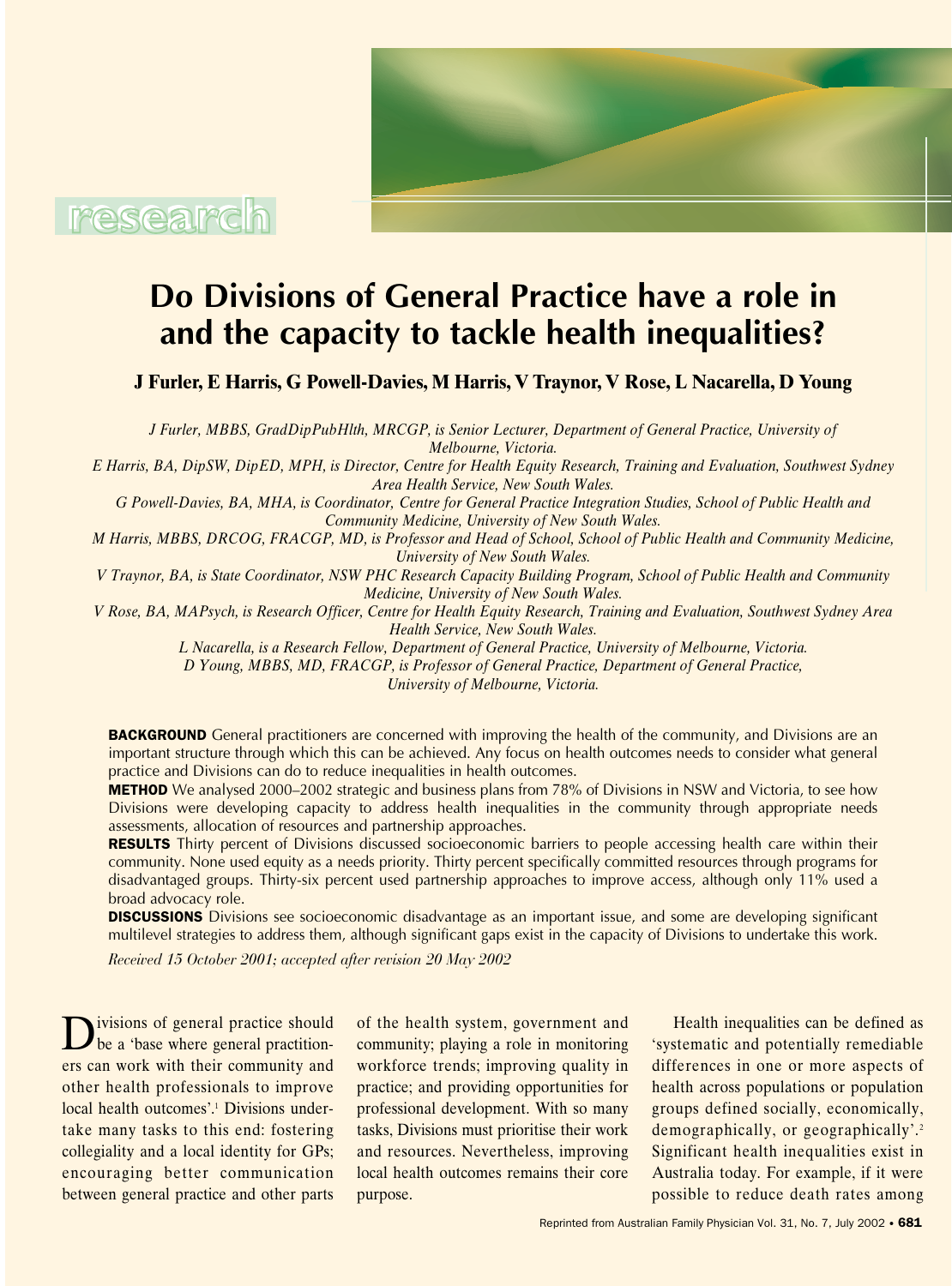research

# Do Divisions of General Practice have a role in and the capacity to tackle health inequalities?

**J Furler, E Harris, G Powell-Davies, M Harris, V Traynor, V Rose, L Nacarella, D Young**

*J Furler, MBBS, GradDipPubHlth, MRCGP, is Senior Lecturer, Department of General Practice, University of Melbourne, Victoria.*

*E Harris, BA, DipSW, DipED, MPH, is Director, Centre for Health Equity Research, Training and Evaluation, Southwest Sydney Area Health Service, New South Wales.*

*G Powell-Davies, BA, MHA, is Coordinator, Centre for General Practice Integration Studies, School of Public Health and Community Medicine, University of New South Wales.*

*M Harris, MBBS, DRCOG, FRACGP, MD, is Professor and Head of School, School of Public Health and Community Medicine, University of New South Wales.*

*V Traynor, BA, is State Coordinator, NSW PHC Research Capacity Building Program, School of Public Health and Community Medicine, University of New South Wales.*

*V Rose, BA, MAPsych, is Research Officer, Centre for Health Equity Research, Training and Evaluation, Southwest Sydney Area Health Service, New South Wales.*

*L Nacarella, is a Research Fellow, Department of General Practice, University of Melbourne, Victoria.*

*D Young, MBBS, MD, FRACGP, is Professor of General Practice, Department of General Practice, University of Melbourne, Victoria.*

**BACKGROUND** General practitioners are concerned with improving the health of the community, and Divisions are an important structure through which this can be achieved. Any focus on health outcomes needs to consider what general practice and Divisions can do to reduce inequalities in health outcomes.

**METHOD** We analysed 2000–2002 strategic and business plans from 78% of Divisions in NSW and Victoria, to see how Divisions were developing capacity to address health inequalities in the community through appropriate needs assessments, allocation of resources and partnership approaches.

**RESULTS** Thirty percent of Divisions discussed socioeconomic barriers to people accessing health care within their community. None used equity as a needs priority. Thirty percent specifically committed resources through programs for disadvantaged groups. Thirty-six percent used partnership approaches to improve access, although only 11% used a broad advocacy role.

**DISCUSSIONS** Divisions see socioeconomic disadvantage as an important issue, and some are developing significant multilevel strategies to address them, although significant gaps exist in the capacity of Divisions to undertake this work.

*Received 15 October 2001; accepted after revision 20 May 2002*

Divisions of general practice should be a 'base where general practitioners can work with their community and other health professionals to improve local health outcomes'.[1] Divisions undertake many tasks to this end: fostering collegiality and a local identity for GPs; encouraging better communication between general practice and other parts of the health system, government and community; playing a role in monitoring workforce trends; improving quality in practice; and providing opportunities for professional development. With so many tasks, Divisions must prioritise their work and resources. Nevertheless, improving local health outcomes remains their core purpose.

Health inequalities can be defined as 'systematic and potentially remediable differences in one or more aspects of health across populations or population groups defined socially, economically, demographically, or geographically'.[2] Significant health inequalities exist in Australia today. For example, if it were possible to reduce death rates among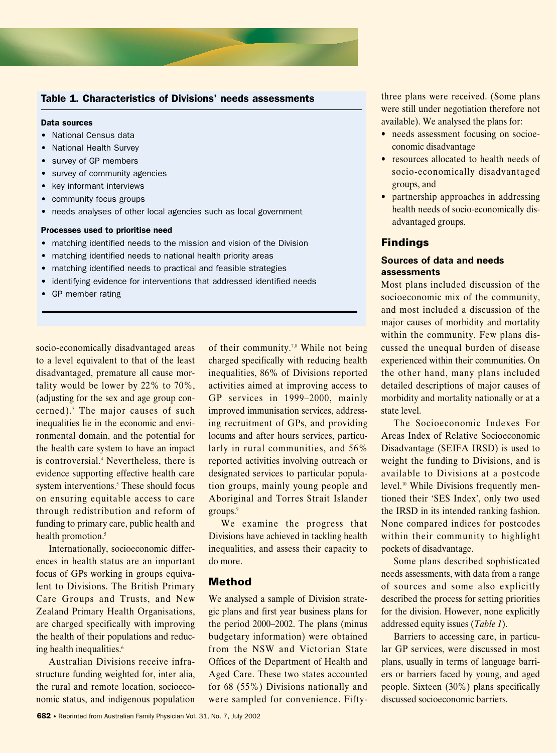**Table 1. Characteristics of Divisions' needs assessments**

**Data sources**

- National Census data
- National Health Survey
- survey of GP members
- survey of community agencies
- key informant interviews
- community focus groups
- needs analyses of other local agencies such as local government

**Processes used to prioritise need**

- matching identified needs to the mission and vision of the Division
- matching identified needs to national health priority areas
- matching identified needs to practical and feasible strategies
- identifying evidence for interventions that addressed identified needs
- GP member rating

socio-economically disadvantaged areas to a level equivalent to that of the least disadvantaged, premature all cause mortality would be lower by 22% to 70%, (adjusting for the sex and age group concerned).[3] The major causes of such inequalities lie in the economic and environmental domain, and the potential for the health care system to have an impact is controversial.[4] Nevertheless, there is evidence supporting effective health care system interventions.[5] These should focus on ensuring equitable access to care through redistribution and reform of funding to primary care, public health and health promotion.[5]

Internationally, socioeconomic differences in health status are an important focus of GPs working in groups equivalent to Divisions. The British Primary Care Groups and Trusts, and New Zealand Primary Health Organisations, are charged specifically with improving the health of their populations and reducing health inequalities.[6]

Australian Divisions receive infrastructure funding weighted for, inter alia, the rural and remote location, socioeconomic status, and indigenous population of their community.[7,8] While not being charged specifically with reducing health inequalities, 86% of Divisions reported activities aimed at improving access to GP services in 1999–2000, mainly improved immunisation services, addressing recruitment of GPs, and providing locums and after hours services, particularly in rural communities, and 56% reported activities involving outreach or designated services to particular population groups, mainly young people and Aboriginal and Torres Strait Islander groups.[9]

We examine the progress that Divisions have achieved in tackling health inequalities, and assess their capacity to do more.

## Method

We analysed a sample of Division strategic plans and first year business plans for the period 2000–2002. The plans (minus budgetary information) were obtained from the NSW and Victorian State Offices of the Department of Health and Aged Care. These two states accounted for 68 (55%) Divisions nationally and were sampled for convenience. Fifty-three plans were received. (Some plans were still under negotiation therefore not available). We analysed the plans for:

- needs assessment focusing on socioeconomic disadvantage
- resources allocated to health needs of socio-economically disadvantaged groups, and
- partnership approaches in addressing health needs of socio-economically disadvantaged groups.

## Findings

### Sources of data and needs assessments

Most plans included discussion of the socioeconomic mix of the community, and most included a discussion of the major causes of morbidity and mortality within the community. Few plans discussed the unequal burden of disease experienced within their communities. On the other hand, many plans included detailed descriptions of major causes of morbidity and mortality nationally or at a state level.

The Socioeconomic Indexes For Areas Index of Relative Socioeconomic Disadvantage (SEIFA IRSD) is used to weight the funding to Divisions, and is available to Divisions at a postcode level.[10] While Divisions frequently mentioned their 'SES Index', only two used the IRSD in its intended ranking fashion. None compared indices for postcodes within their community to highlight pockets of disadvantage.

Some plans described sophisticated needs assessments, with data from a range of sources and some also explicitly described the process for setting priorities for the division. However, none explicitly addressed equity issues (*Table 1*).

Barriers to accessing care, in particular GP services, were discussed in most plans, usually in terms of language barriers or barriers faced by young, and aged people. Sixteen (30%) plans specifically discussed socioeconomic barriers.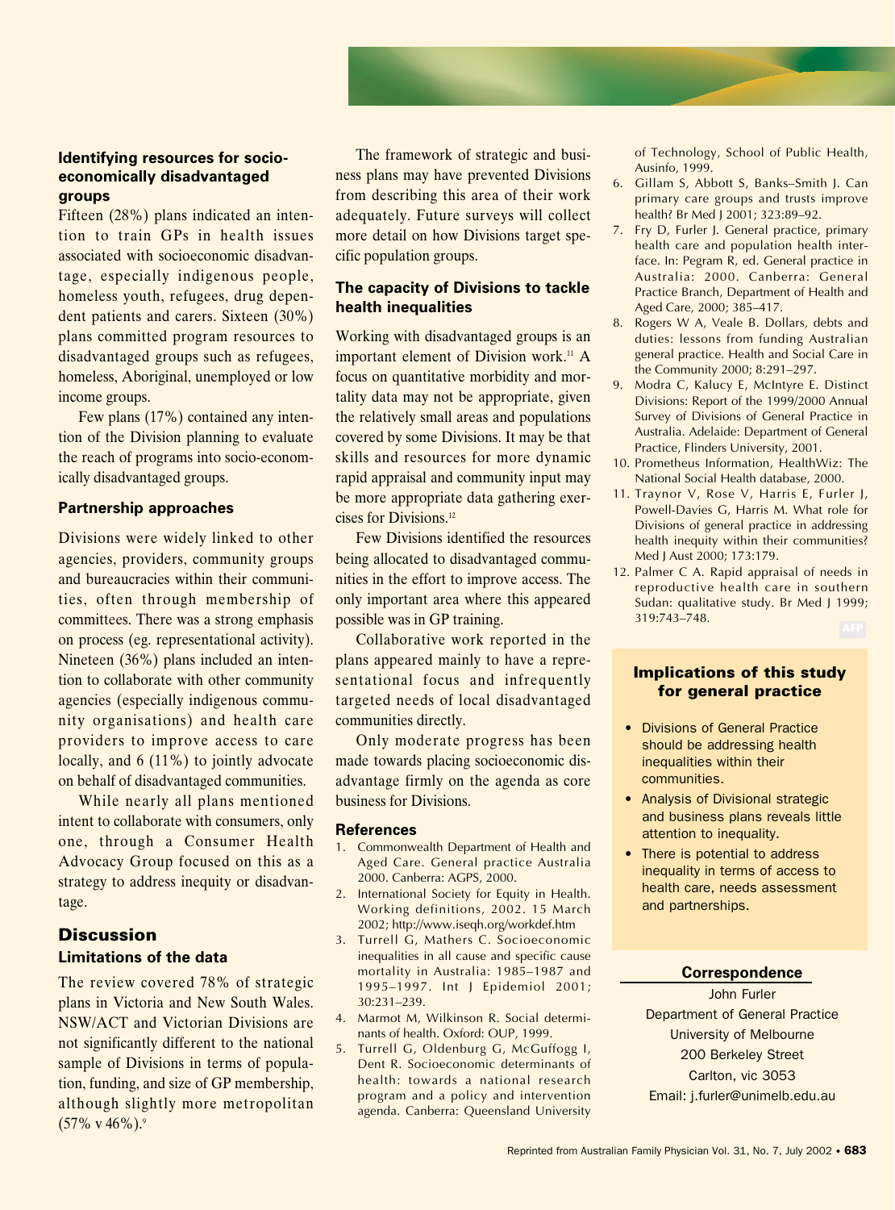### Identifying resources for socio-economically disadvantaged groups

Fifteen (28%) plans indicated an intention to train GPs in health issues associated with socioeconomic disadvantage, especially indigenous people, homeless youth, refugees, drug dependent patients and carers. Sixteen (30%) plans committed program resources to disadvantaged groups such as refugees, homeless, Aboriginal, unemployed or low income groups.

Few plans (17%) contained any intention of the Division planning to evaluate the reach of programs into socio-economically disadvantaged groups.

### Partnership approaches

Divisions were widely linked to other agencies, providers, community groups and bureaucracies within their communities, often through membership of committees. There was a strong emphasis on process (eg. representational activity). Nineteen (36%) plans included an intention to collaborate with other community agencies (especially indigenous community organisations) and health care providers to improve access to care locally, and 6 (11%) to jointly advocate on behalf of disadvantaged communities.

While nearly all plans mentioned intent to collaborate with consumers, only one, through a Consumer Health Advocacy Group focused on this as a strategy to address inequity or disadvantage.

## Discussion

### Limitations of the data

The review covered 78% of strategic plans in Victoria and New South Wales. NSW/ACT and Victorian Divisions are not significantly different to the national sample of Divisions in terms of population, funding, and size of GP membership, although slightly more metropolitan (57% v 46%).[9]

The framework of strategic and business plans may have prevented Divisions from describing this area of their work adequately. Future surveys will collect more detail on how Divisions target specific population groups.

### The capacity of Divisions to tackle health inequalities

Working with disadvantaged groups is an important element of Division work.[11] A focus on quantitative morbidity and mortality data may not be appropriate, given the relatively small areas and populations covered by some Divisions. It may be that skills and resources for more dynamic rapid appraisal and community input may be more appropriate data gathering exercises for Divisions.[12]

Few Divisions identified the resources being allocated to disadvantaged communities in the effort to improve access. The only important area where this appeared possible was in GP training.

Collaborative work reported in the plans appeared mainly to have a representational focus and infrequently targeted needs of local disadvantaged communities directly.

Only moderate progress has been made towards placing socioeconomic disadvantage firmly on the agenda as core business for Divisions.

### References

1. Commonwealth Department of Health and Aged Care. General practice Australia 2000. Canberra: AGPS, 2000.
2. International Society for Equity in Health. Working definitions, 2002. 15 March 2002; http://www.iseqh.org/workdef.htm
3. Turrell G, Mathers C. Socioeconomic inequalities in all cause and specific cause mortality in Australia: 1985–1987 and 1995–1997. Int J Epidemiol 2001; 30:231–239.
4. Marmot M, Wilkinson R. Social determinants of health. Oxford: OUP, 1999.
5. Turrell G, Oldenburg G, McGuffogg I, Dent R. Socioeconomic determinants of health: towards a national research program and a policy and intervention agenda. Canberra: Queensland University of Technology, School of Public Health, Ausinfo, 1999.
6. Gillam S, Abbott S, Banks–Smith J. Can primary care groups and trusts improve health? Br Med J 2001; 323:89–92.
7. Fry D, Furler J. General practice, primary health care and population health interface. In: Pegram R, ed. General practice in Australia: 2000. Canberra: General Practice Branch, Department of Health and Aged Care, 2000; 385–417.
8. Rogers W A, Veale B. Dollars, debts and duties: lessons from funding Australian general practice. Health and Social Care in the Community 2000; 8:291–297.
9. Modra C, Kalucy E, McIntyre E. Distinct Divisions: Report of the 1999/2000 Annual Survey of Divisions of General Practice in Australia. Adelaide: Department of General Practice, Flinders University, 2001.
10. Prometheus Information, HealthWiz: The National Social Health database, 2000.
11. Traynor V, Rose V, Harris E, Furler J, Powell-Davies G, Harris M. What role for Divisions of general practice in addressing health inequity within their communities? Med J Aust 2000; 173:179.
12. Palmer C A. Rapid appraisal of needs in reproductive health care in southern Sudan: qualitative study. Br Med J 1999; 319:743–748.

### Implications of this study for general practice

- Divisions of General Practice should be addressing health inequalities within their communities.
- Analysis of Divisional strategic and business plans reveals little attention to inequality.
- There is potential to address inequality in terms of access to health care, needs assessment and partnerships.

### Correspondence

John Furler
Department of General Practice
University of Melbourne
200 Berkeley Street
Carlton, vic 3053
Email: j.furler@unimelb.edu.au